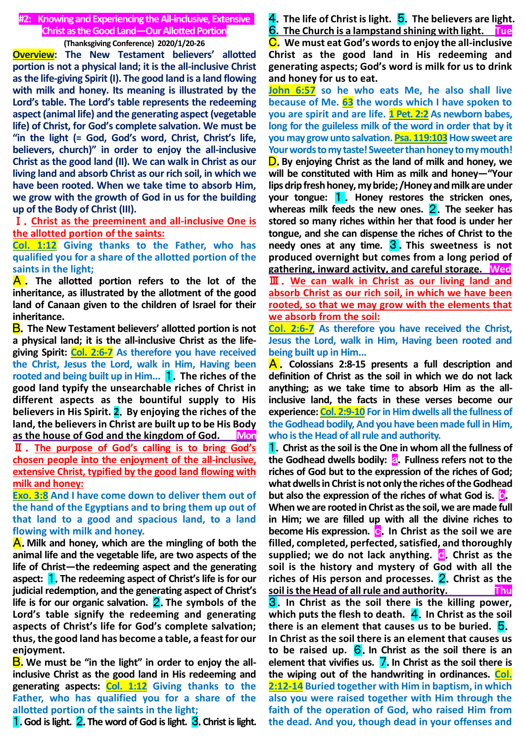# #2: Knowing and Experiencing the All-inclusive, Extensive Christ as the Good Land—Our Allotted Portion

**(Thanksgiving Conference) 2020/1/20-26**

**Overview**: The New Testament believers' allotted portion is not a physical land; it is the all-inclusive Christ as the life-giving Spirit (I). The good land is a land flowing with milk and honey. Its meaning is illustrated by the Lord's table. The Lord's table represents the redeeming aspect (animal life) and the generating aspect (vegetable life) of Christ, for God's complete salvation. We must be "in the light (= God, God's word, Christ, Christ's life, believers, church)" in order to enjoy the all-inclusive Christ as the good land (II). We can walk in Christ as our living land and absorb Christ as our rich soil, in which we have been rooted. When we take time to absorb Him, we grow with the growth of God in us for the building up of the Body of Christ (III).

## Ⅰ. Christ as the preeminent and all-inclusive One is the allotted portion of the saints:

**Col. 1:12** Giving thanks to the Father, who has qualified you for a share of the allotted portion of the saints in the light;

**A**. The allotted portion refers to the lot of the inheritance, as illustrated by the allotment of the good land of Canaan given to the children of Israel for their inheritance.

**B**. The New Testament believers' allotted portion is not a physical land; it is the all-inclusive Christ as the life-giving Spirit: **Col. 2:6-7** As therefore you have received the Christ, Jesus the Lord, walk in Him, Having been rooted and being built up in Him... **1**. The riches of the good land typify the unsearchable riches of Christ in different aspects as the bountiful supply to His believers in His Spirit. **2**. By enjoying the riches of the land, the believers in Christ are built up to be His Body as the house of God and the kingdom of God. **Mon**

## Ⅱ. The purpose of God's calling is to bring God's chosen people into the enjoyment of the all-inclusive, extensive Christ, typified by the good land flowing with milk and honey:

**Exo. 3:8** And I have come down to deliver them out of the hand of the Egyptians and to bring them up out of that land to a good and spacious land, to a land flowing with milk and honey.

**A**. Milk and honey, which are the mingling of both the animal life and the vegetable life, are two aspects of the life of Christ—the redeeming aspect and the generating aspect: **1**. The redeeming aspect of Christ's life is for our judicial redemption, and the generating aspect of Christ's life is for our organic salvation. **2**. The symbols of the Lord's table signify the redeeming and generating aspects of Christ's life for God's complete salvation; thus, the good land has become a table, a feast for our enjoyment.

**B**. We must be "in the light" in order to enjoy the all-inclusive Christ as the good land in His redeeming and generating aspects: **Col. 1:12** Giving thanks to the Father, who has qualified you for a share of the allotted portion of the saints in the light;

**1**. God is light. **2**. The word of God is light. **3**. Christ is light. **4**. The life of Christ is light. **5**. The believers are light. **6**. The Church is a lampstand shining with light. **Tue**

**C**. We must eat God's words to enjoy the all-inclusive Christ as the good land in His redeeming and generating aspects; God's word is milk for us to drink and honey for us to eat.

**John 6:57** so he who eats Me, he also shall live because of Me. **63** the words which I have spoken to you are spirit and are life. **1 Pet. 2:2** As newborn babes, long for the guileless milk of the word in order that by it you may grow unto salvation. **Psa. 119:103** How sweet are Your words to my taste! Sweeter than honey to my mouth!

**D**. By enjoying Christ as the land of milk and honey, we will be constituted with Him as milk and honey—"Your lips drip fresh honey, my bride; /Honey and milk are under your tongue: **1**. Honey restores the stricken ones, whereas milk feeds the new ones. **2**. The seeker has stored so many riches within her that food is under her tongue, and she can dispense the riches of Christ to the needy ones at any time. **3**. This sweetness is not produced overnight but comes from a long period of gathering, inward activity, and careful storage. **Wed**

## Ⅲ. We can walk in Christ as our living land and absorb Christ as our rich soil, in which we have been rooted, so that we may grow with the elements that we absorb from the soil:

**Col. 2:6-7** As therefore you have received the Christ, Jesus the Lord, walk in Him, Having been rooted and being built up in Him...

**A**. Colossians 2:8-15 presents a full description and definition of Christ as the soil in which we do not lack anything; as we take time to absorb Him as the all-inclusive land, the facts in these verses become our experience: **Col. 2:9-10** For in Him dwells all the fullness of the Godhead bodily, And you have been made full in Him, who is the Head of all rule and authority.

**1**. Christ as the soil is the One in whom all the fullness of the Godhead dwells bodily: **a**. Fullness refers not to the riches of God but to the expression of the riches of God; what dwells in Christ is not only the riches of the Godhead but also the expression of the riches of what God is. **b**. When we are rooted in Christ as the soil, we are made full in Him; we are filled up with all the divine riches to become His expression. **c**. In Christ as the soil we are filled, completed, perfected, satisfied, and thoroughly supplied; we do not lack anything. **d**. Christ as the soil is the history and mystery of God with all the riches of His person and processes. **2**. Christ as the soil is the Head of all rule and authority. **Thu**

**3**. In Christ as the soil there is the killing power, which puts the flesh to death. **4**. In Christ as the soil there is an element that causes us to be buried. **5**. In Christ as the soil there is an element that causes us to be raised up. **6**. In Christ as the soil there is an element that vivifies us. **7**. In Christ as the soil there is the wiping out of the handwriting in ordinances. **Col. 2:12-14** Buried together with Him in baptism, in which also you were raised together with Him through the faith of the operation of God, who raised Him from the dead. And you, though dead in your offenses and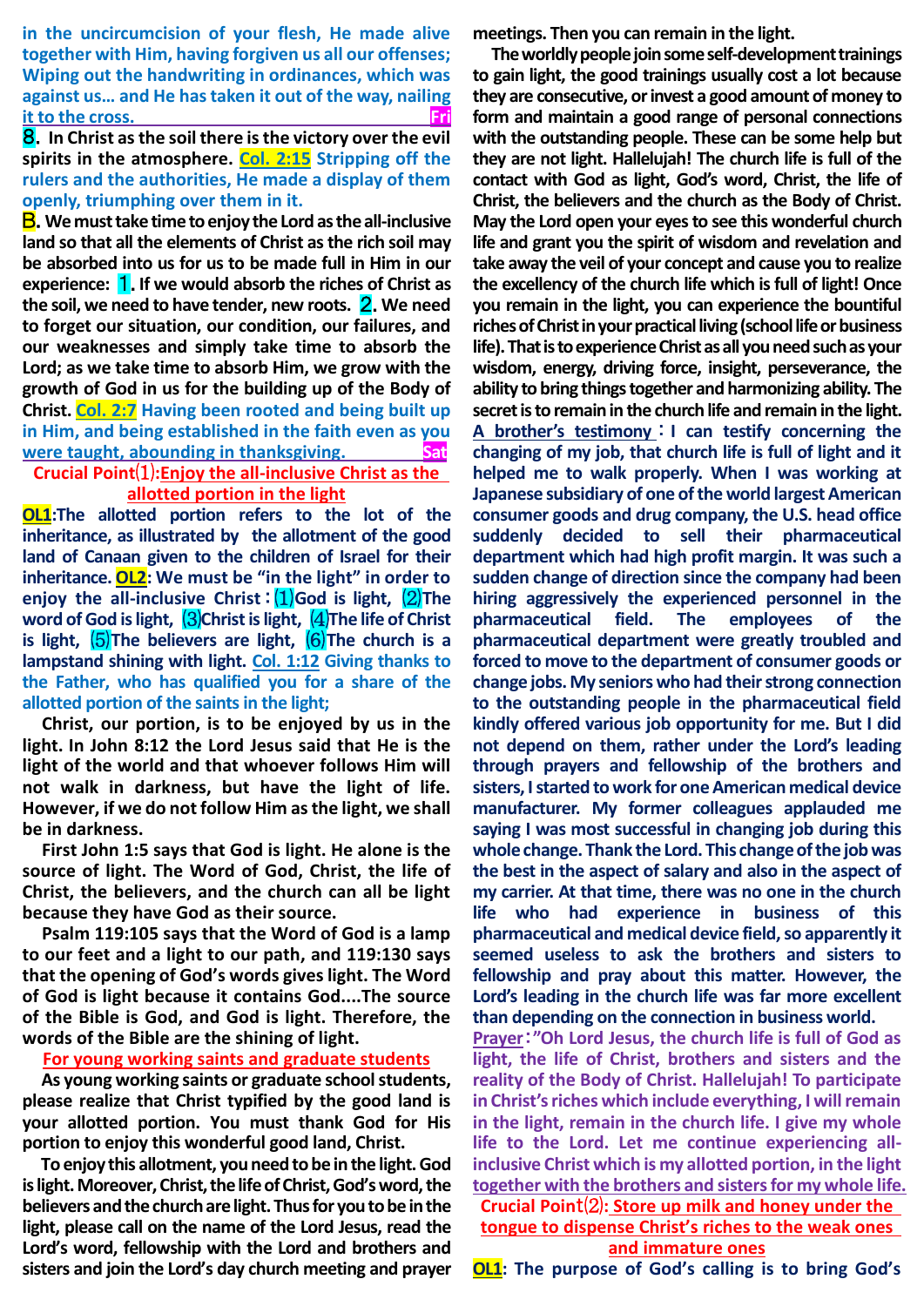in the uncircumcision of your flesh, He made alive together with Him, having forgiven us all our offenses; Wiping out the handwriting in ordinances, which was against us... and He has taken it out of the way, nailing it to the cross. **Fri**

**8. In Christ as the soil there is the victory over the evil spirits in the atmosphere.** Col. 2:15 Stripping off the rulers and the authorities, He made a display of them openly, triumphing over them in it.

**B. We must take time to enjoy the Lord as the all-inclusive land so that all the elements of Christ as the rich soil may be absorbed into us for us to be made full in Him in our experience: 1. If we would absorb the riches of Christ as the soil, we need to have tender, new roots. 2. We need to forget our situation, our condition, our failures, and our weaknesses and simply take time to absorb the Lord; as we take time to absorb Him, we grow with the growth of God in us for the building up of the Body of Christ.** Col. 2:7 Having been rooted and being built up in Him, and being established in the faith even as you were taught, abounding in thanksgiving. **Sat**

## Crucial Point⑴: Enjoy the all-inclusive Christ as the allotted portion in the light

**OL1**: The allotted portion refers to the lot of the inheritance, as illustrated by the allotment of the good land of Canaan given to the children of Israel for their inheritance. **OL2**: We must be "in the light" in order to enjoy the all-inclusive Christ：⑴God is light, ⑵The word of God is light, ⑶Christ is light, ⑷The life of Christ is light, ⑸The believers are light, ⑹The church is a lampstand shining with light. Col. 1:12 Giving thanks to the Father, who has qualified you for a share of the allotted portion of the saints in the light;

Christ, our portion, is to be enjoyed by us in the light. In John 8:12 the Lord Jesus said that He is the light of the world and that whoever follows Him will not walk in darkness, but have the light of life. However, if we do not follow Him as the light, we shall be in darkness.

First John 1:5 says that God is light. He alone is the source of light. The Word of God, Christ, the life of Christ, the believers, and the church can all be light because they have God as their source.

Psalm 119:105 says that the Word of God is a lamp to our feet and a light to our path, and 119:130 says that the opening of God's words gives light. The Word of God is light because it contains God....The source of the Bible is God, and God is light. Therefore, the words of the Bible are the shining of light.

### For young working saints and graduate students

As young working saints or graduate school students, please realize that Christ typified by the good land is your allotted portion. You must thank God for His portion to enjoy this wonderful good land, Christ.

To enjoy this allotment, you need to be in the light. God is light. Moreover, Christ, the life of Christ, God's word, the believers and the church are light. Thus for you to be in the light, please call on the name of the Lord Jesus, read the Lord's word, fellowship with the Lord and brothers and sisters and join the Lord's day church meeting and prayer meetings. Then you can remain in the light.

The worldly people join some self-development trainings to gain light, the good trainings usually cost a lot because they are consecutive, or invest a good amount of money to form and maintain a good range of personal connections with the outstanding people. These can be some help but they are not light. Hallelujah! The church life is full of the contact with God as light, God's word, Christ, the life of Christ, the believers and the church as the Body of Christ. May the Lord open your eyes to see this wonderful church life and grant you the spirit of wisdom and revelation and take away the veil of your concept and cause you to realize the excellency of the church life which is full of light! Once you remain in the light, you can experience the bountiful riches of Christ in your practical living (school life or business life). That is to experience Christ as all you need such as your wisdom, energy, driving force, insight, perseverance, the ability to bring things together and harmonizing ability. The secret is to remain in the church life and remain in the light.

**A brother's testimony**：I can testify concerning the changing of my job, that church life is full of light and it helped me to walk properly. When I was working at Japanese subsidiary of one of the world largest American consumer goods and drug company, the U.S. head office suddenly decided to sell their pharmaceutical department which had high profit margin. It was such a sudden change of direction since the company had been hiring aggressively the experienced personnel in the pharmaceutical field. The employees of the pharmaceutical department were greatly troubled and forced to move to the department of consumer goods or change jobs. My seniors who had their strong connection to the outstanding people in the pharmaceutical field kindly offered various job opportunity for me. But I did not depend on them, rather under the Lord's leading through prayers and fellowship of the brothers and sisters, I started to work for one American medical device manufacturer. My former colleagues applauded me saying I was most successful in changing job during this whole change. Thank the Lord. This change of the job was the best in the aspect of salary and also in the aspect of my carrier. At that time, there was no one in the church life who had experience in business of this pharmaceutical and medical device field, so apparently it seemed useless to ask the brothers and sisters to fellowship and pray about this matter. However, the Lord's leading in the church life was far more excellent than depending on the connection in business world.

**Prayer**："Oh Lord Jesus, the church life is full of God as light, the life of Christ, brothers and sisters and the reality of the Body of Christ. Hallelujah! To participate in Christ's riches which include everything, I will remain in the light, remain in the church life. I give my whole life to the Lord. Let me continue experiencing all-inclusive Christ which is my allotted portion, in the light together with the brothers and sisters for my whole life.

## Crucial Point⑵: Store up milk and honey under the tongue to dispense Christ's riches to the weak ones and immature ones

**OL1**: The purpose of God's calling is to bring God's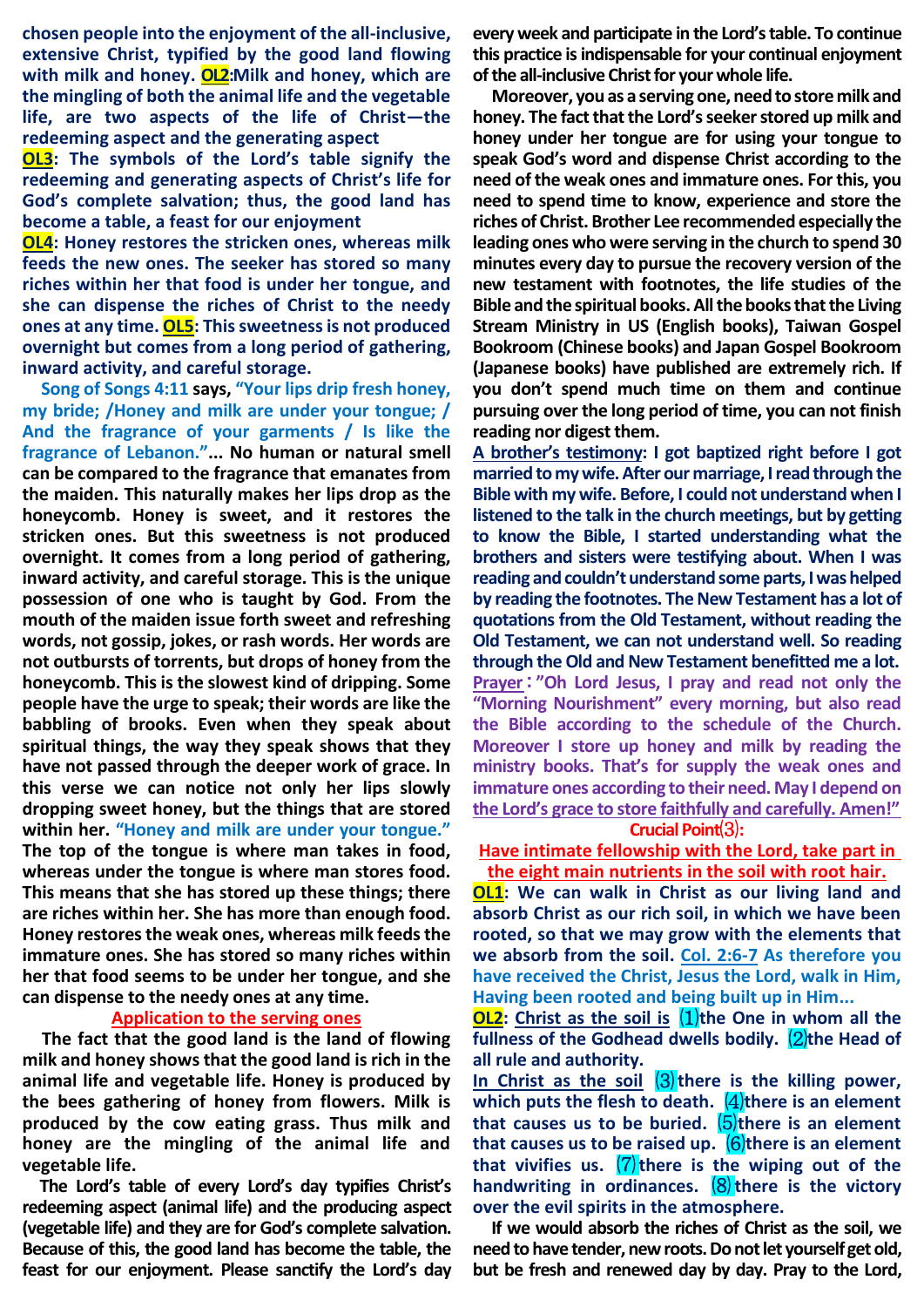**chosen people into the enjoyment of the all-inclusive, extensive Christ, typified by the good land flowing with milk and honey. OL2:Milk and honey, which are the mingling of both the animal life and the vegetable life, are two aspects of the life of Christ—the redeeming aspect and the generating aspect**

**OL3: The symbols of the Lord's table signify the redeeming and generating aspects of Christ's life for God's complete salvation; thus, the good land has become a table, a feast for our enjoyment**

**OL4: Honey restores the stricken ones, whereas milk feeds the new ones. The seeker has stored so many riches within her that food is under her tongue, and she can dispense the riches of Christ to the needy ones at any time. OL5: This sweetness is not produced overnight but comes from a long period of gathering, inward activity, and careful storage.**

Song of Songs 4:11 says, **"Your lips drip fresh honey, my bride; /Honey and milk are under your tongue; / And the fragrance of your garments / Is like the fragrance of Lebanon."...** No human or natural smell can be compared to the fragrance that emanates from the maiden. This naturally makes her lips drop as the honeycomb. Honey is sweet, and it restores the stricken ones. But this sweetness is not produced overnight. It comes from a long period of gathering, inward activity, and careful storage. This is the unique possession of one who is taught by God. From the mouth of the maiden issue forth sweet and refreshing words, not gossip, jokes, or rash words. Her words are not outbursts of torrents, but drops of honey from the honeycomb. This is the slowest kind of dripping. Some people have the urge to speak; their words are like the babbling of brooks. Even when they speak about spiritual things, the way they speak shows that they have not passed through the deeper work of grace. In this verse we can notice not only her lips slowly dropping sweet honey, but the things that are stored within her. **"Honey and milk are under your tongue."** The top of the tongue is where man takes in food, whereas under the tongue is where man stores food. This means that she has stored up these things; there are riches within her. She has more than enough food. Honey restores the weak ones, whereas milk feeds the immature ones. She has stored so many riches within her that food seems to be under her tongue, and she can dispense to the needy ones at any time.

## Application to the serving ones

The fact that the good land is the land of flowing milk and honey shows that the good land is rich in the animal life and vegetable life. Honey is produced by the bees gathering of honey from flowers. Milk is produced by the cow eating grass. Thus milk and honey are the mingling of the animal life and the vegetable life.

The Lord's table of every Lord's day typifies Christ's redeeming aspect (animal life) and the producing aspect (vegetable life) and they are for God's complete salvation. Because of this, the good land has become the table, the feast for our enjoyment. Please sanctify the Lord's day every week and participate in the Lord's table. To continue this practice is indispensable for your continual enjoyment of the all-inclusive Christ for your whole life.

Moreover, you as a serving one, need to store milk and honey. The fact that the Lord's seeker stored up milk and honey under her tongue are for using your tongue to speak God's word and dispense Christ according to the need of the weak ones and immature ones. For this, you need to spend time to know, experience and store the riches of Christ. Brother Lee recommended especially the leading ones who were serving in the church to spend 30 minutes every day to pursue the recovery version of the new testament with footnotes, the life studies of the Bible and the spiritual books. All the books that the Living Stream Ministry in US (English books), Taiwan Gospel Bookroom (Chinese books) and Japan Gospel Bookroom (Japanese books) have published are extremely rich. If you don't spend much time on them and continue pursuing over the long period of time, you can not finish reading nor digest them.

**A brother's testimony: I got baptized right before I got married to my wife. After our marriage, I read through the Bible with my wife. Before, I could not understand when I listened to the talk in the church meetings, but by getting to know the Bible, I started understanding what the brothers and sisters were testifying about. When I was reading and couldn't understand some parts, I was helped by reading the footnotes. The New Testament has a lot of quotations from the Old Testament, without reading the Old Testament, we can not understand well. So reading through the Old and New Testament benefitted me a lot.**

**Prayer: "Oh Lord Jesus, I pray and read not only the "Morning Nourishment" every morning, but also read the Bible according to the schedule of the Church. Moreover I store up honey and milk by reading the ministry books. That's for supply the weak ones and immature ones according to their need. May I depend on the Lord's grace to store faithfully and carefully. Amen!"**

## Crucial Point⑶:

## Have intimate fellowship with the Lord, take part in the eight main nutrients in the soil with root hair.

**OL1: We can walk in Christ as our living land and absorb Christ as our rich soil, in which we have been rooted, so that we may grow with the elements that we absorb from the soil. Col. 2:6-7 As therefore you have received the Christ, Jesus the Lord, walk in Him, Having been rooted and being built up in Him...**

**OL2: Christ as the soil is ⑴the One in whom all the fullness of the Godhead dwells bodily. ⑵the Head of all rule and authority.**

**In Christ as the soil ⑶there is the killing power, which puts the flesh to death. ⑷there is an element that causes us to be buried. ⑸there is an element that causes us to be raised up. ⑹there is an element that vivifies us. ⑺there is the wiping out of the handwriting in ordinances. ⑻there is the victory over the evil spirits in the atmosphere.**

If we would absorb the riches of Christ as the soil, we need to have tender, new roots. Do not let yourself get old, but be fresh and renewed day by day. Pray to the Lord,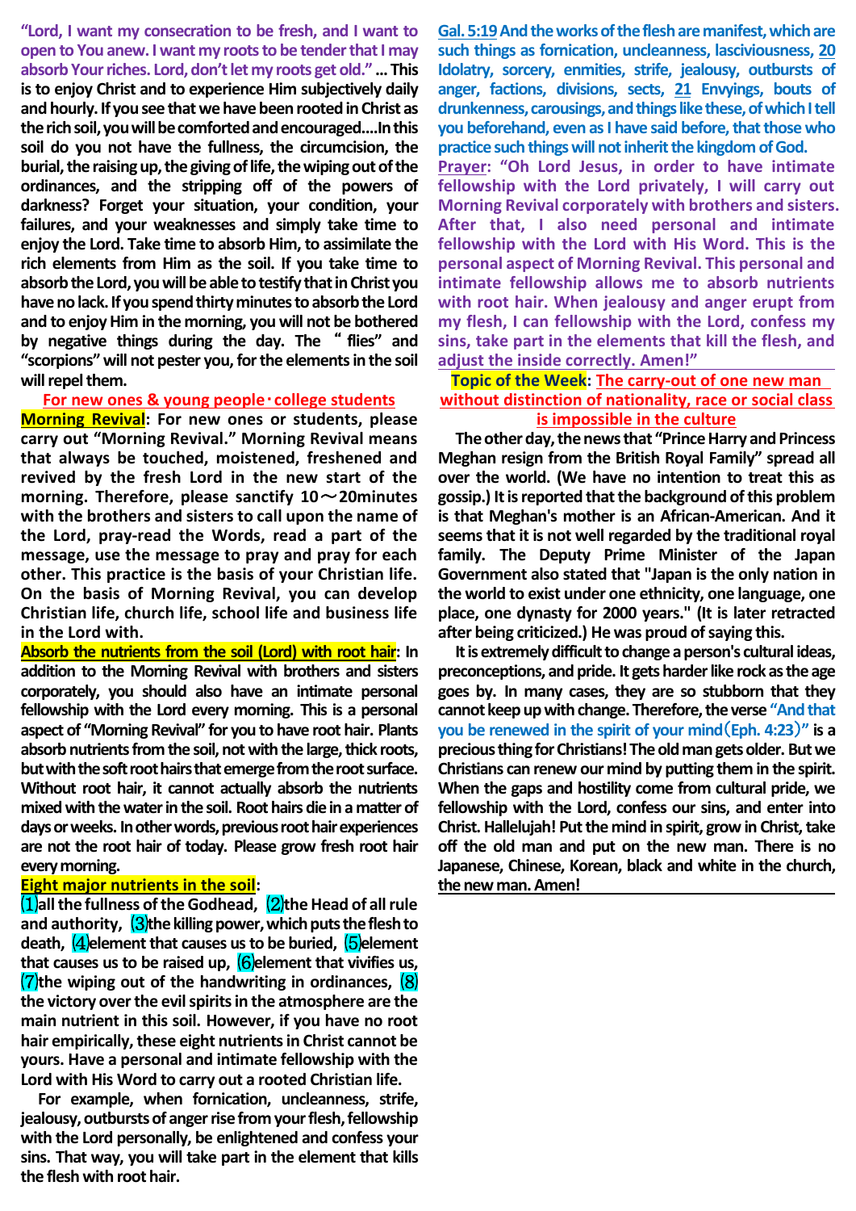**"Lord, I want my consecration to be fresh, and I want to open to You anew. I want my roots to be tender that I may absorb Your riches. Lord, don't let my roots get old." ... This is to enjoy Christ and to experience Him subjectively daily and hourly. If you see that we have been rooted in Christ as the rich soil, you will be comforted and encouraged....In this soil do you not have the fullness, the circumcision, the burial, the raising up, the giving of life, the wiping out of the ordinances, and the stripping off of the powers of darkness? Forget your situation, your condition, your failures, and your weaknesses and simply take time to enjoy the Lord. Take time to absorb Him, to assimilate the rich elements from Him as the soil. If you take time to absorb the Lord, you will be able to testify that in Christ you have no lack. If you spend thirty minutes to absorb the Lord and to enjoy Him in the morning, you will not be bothered by negative things during the day. The "flies" and "scorpions" will not pester you, for the elements in the soil will repel them.**

**For new ones & young people・college students**

**Morning Revival**: For new ones or students, please carry out "Morning Revival." Morning Revival means that always be touched, moistened, freshened and revived by the fresh Lord in the new start of the morning. Therefore, please sanctify 10～20minutes with the brothers and sisters to call upon the name of the Lord, pray-read the Words, read a part of the message, use the message to pray and pray for each other. This practice is the basis of your Christian life. On the basis of Morning Revival, you can develop Christian life, church life, school life and business life in the Lord with.

**Absorb the nutrients from the soil (Lord) with root hair**: In addition to the Morning Revival with brothers and sisters corporately, you should also have an intimate personal fellowship with the Lord every morning. This is a personal aspect of "Morning Revival" for you to have root hair. Plants absorb nutrients from the soil, not with the large, thick roots, but with the soft root hairs that emerge from the root surface. Without root hair, it cannot actually absorb the nutrients mixed with the water in the soil. Root hairs die in a matter of days or weeks. In other words, previous root hair experiences are not the root hair of today. Please grow fresh root hair every morning.

**Eight major nutrients in the soil**:
⑴all the fullness of the Godhead, ⑵the Head of all rule and authority, ⑶the killing power, which puts the flesh to death, ⑷element that causes us to be buried, ⑸element that causes us to be raised up, ⑹element that vivifies us, ⑺the wiping out of the handwriting in ordinances, ⑻ the victory over the evil spirits in the atmosphere are the main nutrient in this soil. However, if you have no root hair empirically, these eight nutrients in Christ cannot be yours. Have a personal and intimate fellowship with the Lord with His Word to carry out a rooted Christian life.

For example, when fornication, uncleanness, strife, jealousy, outbursts of anger rise from your flesh, fellowship with the Lord personally, be enlightened and confess your sins. That way, you will take part in the element that kills the flesh with root hair.

**Gal. 5:19 And the works of the flesh are manifest, which are such things as fornication, uncleanness, lasciviousness, 20 Idolatry, sorcery, enmities, strife, jealousy, outbursts of anger, factions, divisions, sects, 21 Envyings, bouts of drunkenness, carousings, and things like these, of which I tell you beforehand, even as I have said before, that those who practice such things will not inherit the kingdom of God.**

**Prayer**: "Oh Lord Jesus, in order to have intimate fellowship with the Lord privately, I will carry out Morning Revival corporately with brothers and sisters. After that, I also need personal and intimate fellowship with the Lord with His Word. This is the personal aspect of Morning Revival. This personal and intimate fellowship allows me to absorb nutrients with root hair. When jealousy and anger erupt from my flesh, I can fellowship with the Lord, confess my sins, take part in the elements that kill the flesh, and adjust the inside correctly. Amen!"

**Topic of the Week**: **The carry-out of one new man without distinction of nationality, race or social class is impossible in the culture**

The other day, the news that "Prince Harry and Princess Meghan resign from the British Royal Family" spread all over the world. (We have no intention to treat this as gossip.) It is reported that the background of this problem is that Meghan's mother is an African-American. And it seems that it is not well regarded by the traditional royal family. The Deputy Prime Minister of the Japan Government also stated that "Japan is the only nation in the world to exist under one ethnicity, one language, one place, one dynasty for 2000 years." (It is later retracted after being criticized.) He was proud of saying this.

It is extremely difficult to change a person's cultural ideas, preconceptions, and pride. It gets harder like rock as the age goes by. In many cases, they are so stubborn that they cannot keep up with change. Therefore, the verse "And that you be renewed in the spirit of your mind(Eph. 4:23)" is a precious thing for Christians! The old man gets older. But we Christians can renew our mind by putting them in the spirit. When the gaps and hostility come from cultural pride, we fellowship with the Lord, confess our sins, and enter into Christ. Hallelujah! Put the mind in spirit, grow in Christ, take off the old man and put on the new man. There is no Japanese, Chinese, Korean, black and white in the church, the new man. Amen!